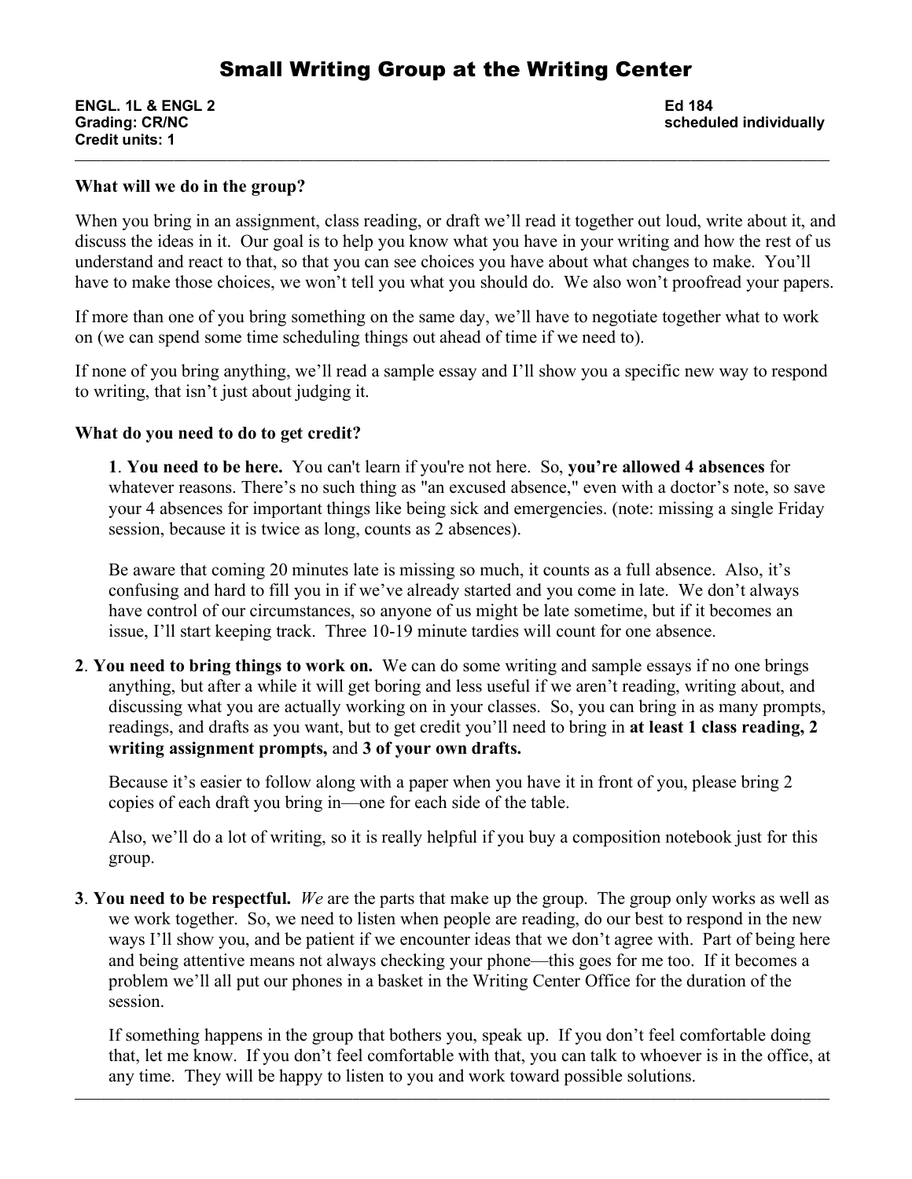# Small Writing Group at the Writing Center

**ENGL. 1L & ENGL 2**
**Grading: CR/NC**
**Credit units: 1**

**Ed 184**
**scheduled individually**

---

**What will we do in the group?**

When you bring in an assignment, class reading, or draft we'll read it together out loud, write about it, and discuss the ideas in it. Our goal is to help you know what you have in your writing and how the rest of us understand and react to that, so that you can see choices you have about what changes to make. You'll have to make those choices, we won't tell you what you should do. We also won't proofread your papers.

If more than one of you bring something on the same day, we'll have to negotiate together what to work on (we can spend some time scheduling things out ahead of time if we need to).

If none of you bring anything, we'll read a sample essay and I'll show you a specific new way to respond to writing, that isn't just about judging it.

**What do you need to do to get credit?**

**1**. **You need to be here.** You can't learn if you're not here. So, **you're allowed 4 absences** for whatever reasons. There's no such thing as "an excused absence," even with a doctor's note, so save your 4 absences for important things like being sick and emergencies. (note: missing a single Friday session, because it is twice as long, counts as 2 absences).

Be aware that coming 20 minutes late is missing so much, it counts as a full absence. Also, it's confusing and hard to fill you in if we've already started and you come in late. We don't always have control of our circumstances, so anyone of us might be late sometime, but if it becomes an issue, I'll start keeping track. Three 10-19 minute tardies will count for one absence.

**2**. **You need to bring things to work on.** We can do some writing and sample essays if no one brings anything, but after a while it will get boring and less useful if we aren't reading, writing about, and discussing what you are actually working on in your classes. So, you can bring in as many prompts, readings, and drafts as you want, but to get credit you'll need to bring in **at least 1 class reading, 2 writing assignment prompts,** and **3 of your own drafts.**

Because it's easier to follow along with a paper when you have it in front of you, please bring 2 copies of each draft you bring in—one for each side of the table.

Also, we'll do a lot of writing, so it is really helpful if you buy a composition notebook just for this group.

**3**. **You need to be respectful.** *We* are the parts that make up the group. The group only works as well as we work together. So, we need to listen when people are reading, do our best to respond in the new ways I'll show you, and be patient if we encounter ideas that we don't agree with. Part of being here and being attentive means not always checking your phone—this goes for me too. If it becomes a problem we'll all put our phones in a basket in the Writing Center Office for the duration of the session.

If something happens in the group that bothers you, speak up. If you don't feel comfortable doing that, let me know. If you don't feel comfortable with that, you can talk to whoever is in the office, at any time. They will be happy to listen to you and work toward possible solutions.

---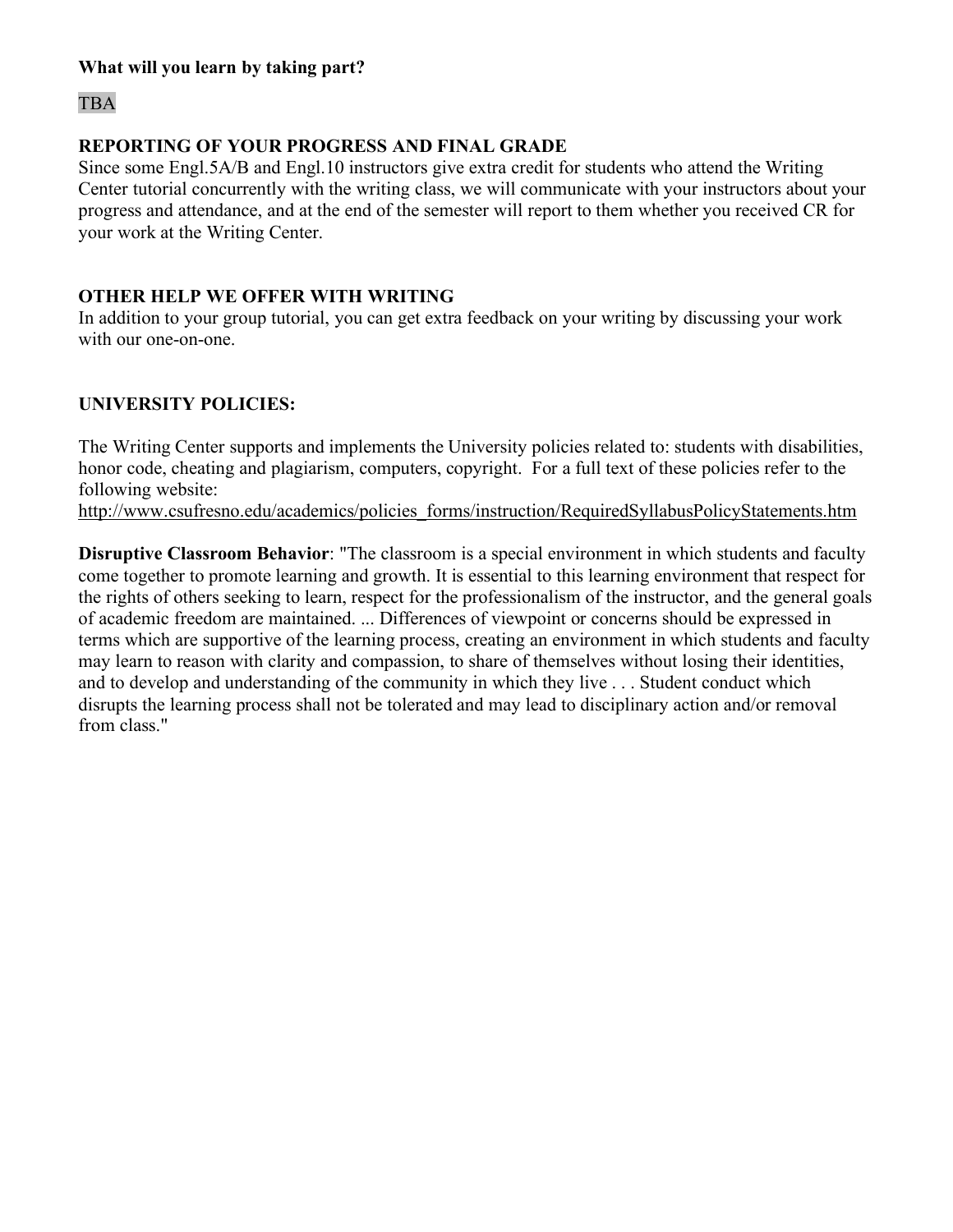**What will you learn by taking part?**

TBA

**REPORTING OF YOUR PROGRESS AND FINAL GRADE**

Since some Engl.5A/B and Engl.10 instructors give extra credit for students who attend the Writing Center tutorial concurrently with the writing class, we will communicate with your instructors about your progress and attendance, and at the end of the semester will report to them whether you received CR for your work at the Writing Center.

**OTHER HELP WE OFFER WITH WRITING**

In addition to your group tutorial, you can get extra feedback on your writing by discussing your work with our one-on-one.

**UNIVERSITY POLICIES:**

The Writing Center supports and implements the University policies related to: students with disabilities, honor code, cheating and plagiarism, computers, copyright. For a full text of these policies refer to the following website:
http://www.csufresno.edu/academics/policies_forms/instruction/RequiredSyllabusPolicyStatements.htm

**Disruptive Classroom Behavior**: "The classroom is a special environment in which students and faculty come together to promote learning and growth. It is essential to this learning environment that respect for the rights of others seeking to learn, respect for the professionalism of the instructor, and the general goals of academic freedom are maintained. ... Differences of viewpoint or concerns should be expressed in terms which are supportive of the learning process, creating an environment in which students and faculty may learn to reason with clarity and compassion, to share of themselves without losing their identities, and to develop and understanding of the community in which they live . . . Student conduct which disrupts the learning process shall not be tolerated and may lead to disciplinary action and/or removal from class."